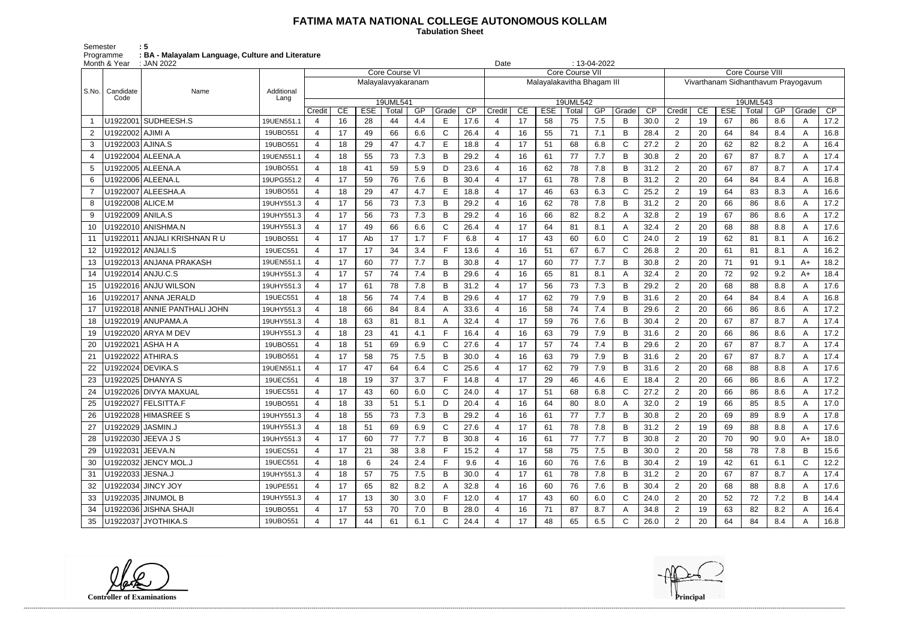# FATIMA MATA NATIONAL COLLEGE AUTONOMOUS KOLLAM

**Tabulation Sheet**

Semester : 5
Programme : BA - Malayalam Language, Culture and Literature
Month & Year : JAN 2022
Date : 13-04-2022

| S.No. | Candidate Code | Name | Additional Lang | Core Course VI Malayalavyakaranam 19UML541 | | | | | | | Core Course VII Malayalakavitha Bhagam III 19UML542 | | | | | | | Core Course VIII Vivarthanam Sidhanthavum Prayogavum 19UML543 | | | | | | |
|---|---|---|---|---|---|---|---|---|---|---|---|---|---|---|---|---|---|---|---|---|---|---|---|---|
| | | | | Credit | CE | ESE | Total | GP | Grade | CP | Credit | CE | ESE | Total | GP | Grade | CP | Credit | CE | ESE | Total | GP | Grade | CP |
| 1 | U1922001 | SUDHEESH.S | 19UEN551.1 | 4 | 16 | 28 | 44 | 4.4 | E | 17.6 | 4 | 17 | 58 | 75 | 7.5 | B | 30.0 | 2 | 19 | 67 | 86 | 8.6 | A | 17.2 |
| 2 | U1922002 | AJIMI A | 19UBO551 | 4 | 17 | 49 | 66 | 6.6 | C | 26.4 | 4 | 16 | 55 | 71 | 7.1 | B | 28.4 | 2 | 20 | 64 | 84 | 8.4 | A | 16.8 |
| 3 | U1922003 | AJINA.S | 19UBO551 | 4 | 18 | 29 | 47 | 4.7 | E | 18.8 | 4 | 17 | 51 | 68 | 6.8 | C | 27.2 | 2 | 20 | 62 | 82 | 8.2 | A | 16.4 |
| 4 | U1922004 | ALEENA.A | 19UEN551.1 | 4 | 18 | 55 | 73 | 7.3 | B | 29.2 | 4 | 16 | 61 | 77 | 7.7 | B | 30.8 | 2 | 20 | 67 | 87 | 8.7 | A | 17.4 |
| 5 | U1922005 | ALEENA.A | 19UBO551 | 4 | 18 | 41 | 59 | 5.9 | D | 23.6 | 4 | 16 | 62 | 78 | 7.8 | B | 31.2 | 2 | 20 | 67 | 87 | 8.7 | A | 17.4 |
| 6 | U1922006 | ALEENA.L | 19UPG551.2 | 4 | 17 | 59 | 76 | 7.6 | B | 30.4 | 4 | 17 | 61 | 78 | 7.8 | B | 31.2 | 2 | 20 | 64 | 84 | 8.4 | A | 16.8 |
| 7 | U1922007 | ALEESHA.A | 19UBO551 | 4 | 18 | 29 | 47 | 4.7 | E | 18.8 | 4 | 17 | 46 | 63 | 6.3 | C | 25.2 | 2 | 19 | 64 | 83 | 8.3 | A | 16.6 |
| 8 | U1922008 | ALICE.M | 19UHY551.3 | 4 | 17 | 56 | 73 | 7.3 | B | 29.2 | 4 | 16 | 62 | 78 | 7.8 | B | 31.2 | 2 | 20 | 66 | 86 | 8.6 | A | 17.2 |
| 9 | U1922009 | ANILA.S | 19UHY551.3 | 4 | 17 | 56 | 73 | 7.3 | B | 29.2 | 4 | 16 | 66 | 82 | 8.2 | A | 32.8 | 2 | 19 | 67 | 86 | 8.6 | A | 17.2 |
| 10 | U1922010 | ANISHMA.N | 19UHY551.3 | 4 | 17 | 49 | 66 | 6.6 | C | 26.4 | 4 | 17 | 64 | 81 | 8.1 | A | 32.4 | 2 | 20 | 68 | 88 | 8.8 | A | 17.6 |
| 11 | U1922011 | ANJALI KRISHNAN R U | 19UBO551 | 4 | 17 | Ab | 17 | 1.7 | F | 6.8 | 4 | 17 | 43 | 60 | 6.0 | C | 24.0 | 2 | 19 | 62 | 81 | 8.1 | A | 16.2 |
| 12 | U1922012 | ANJALI.S | 19UEC551 | 4 | 17 | 17 | 34 | 3.4 | F | 13.6 | 4 | 16 | 51 | 67 | 6.7 | C | 26.8 | 2 | 20 | 61 | 81 | 8.1 | A | 16.2 |
| 13 | U1922013 | ANJANA PRAKASH | 19UEN551.1 | 4 | 17 | 60 | 77 | 7.7 | B | 30.8 | 4 | 17 | 60 | 77 | 7.7 | B | 30.8 | 2 | 20 | 71 | 91 | 9.1 | A+ | 18.2 |
| 14 | U1922014 | ANJU.C.S | 19UHY551.3 | 4 | 17 | 57 | 74 | 7.4 | B | 29.6 | 4 | 16 | 65 | 81 | 8.1 | A | 32.4 | 2 | 20 | 72 | 92 | 9.2 | A+ | 18.4 |
| 15 | U1922016 | ANJU WILSON | 19UHY551.3 | 4 | 17 | 61 | 78 | 7.8 | B | 31.2 | 4 | 17 | 56 | 73 | 7.3 | B | 29.2 | 2 | 20 | 68 | 88 | 8.8 | A | 17.6 |
| 16 | U1922017 | ANNA JERALD | 19UEC551 | 4 | 18 | 56 | 74 | 7.4 | B | 29.6 | 4 | 17 | 62 | 79 | 7.9 | B | 31.6 | 2 | 20 | 64 | 84 | 8.4 | A | 16.8 |
| 17 | U1922018 | ANNIE PANTHALI JOHN | 19UHY551.3 | 4 | 18 | 66 | 84 | 8.4 | A | 33.6 | 4 | 16 | 58 | 74 | 7.4 | B | 29.6 | 2 | 20 | 66 | 86 | 8.6 | A | 17.2 |
| 18 | U1922019 | ANUPAMA.A | 19UHY551.3 | 4 | 18 | 63 | 81 | 8.1 | A | 32.4 | 4 | 17 | 59 | 76 | 7.6 | B | 30.4 | 2 | 20 | 67 | 87 | 8.7 | A | 17.4 |
| 19 | U1922020 | ARYA M DEV | 19UHY551.3 | 4 | 18 | 23 | 41 | 4.1 | F | 16.4 | 4 | 16 | 63 | 79 | 7.9 | B | 31.6 | 2 | 20 | 66 | 86 | 8.6 | A | 17.2 |
| 20 | U1922021 | ASHA H A | 19UBO551 | 4 | 18 | 51 | 69 | 6.9 | C | 27.6 | 4 | 17 | 57 | 74 | 7.4 | B | 29.6 | 2 | 20 | 67 | 87 | 8.7 | A | 17.4 |
| 21 | U1922022 | ATHIRA.S | 19UBO551 | 4 | 17 | 58 | 75 | 7.5 | B | 30.0 | 4 | 16 | 63 | 79 | 7.9 | B | 31.6 | 2 | 20 | 67 | 87 | 8.7 | A | 17.4 |
| 22 | U1922024 | DEVIKA.S | 19UEN551.1 | 4 | 17 | 47 | 64 | 6.4 | C | 25.6 | 4 | 17 | 62 | 79 | 7.9 | B | 31.6 | 2 | 20 | 68 | 88 | 8.8 | A | 17.6 |
| 23 | U1922025 | DHANYA S | 19UEC551 | 4 | 18 | 19 | 37 | 3.7 | F | 14.8 | 4 | 17 | 29 | 46 | 4.6 | E | 18.4 | 2 | 20 | 66 | 86 | 8.6 | A | 17.2 |
| 24 | U1922026 | DIVYA MAXUAL | 19UEC551 | 4 | 17 | 43 | 60 | 6.0 | C | 24.0 | 4 | 17 | 51 | 68 | 6.8 | C | 27.2 | 2 | 20 | 66 | 86 | 8.6 | A | 17.2 |
| 25 | U1922027 | FELSITTA.F | 19UBO551 | 4 | 18 | 33 | 51 | 5.1 | D | 20.4 | 4 | 16 | 64 | 80 | 8.0 | A | 32.0 | 2 | 19 | 66 | 85 | 8.5 | A | 17.0 |
| 26 | U1922028 | HIMASREE S | 19UHY551.3 | 4 | 18 | 55 | 73 | 7.3 | B | 29.2 | 4 | 16 | 61 | 77 | 7.7 | B | 30.8 | 2 | 20 | 69 | 89 | 8.9 | A | 17.8 |
| 27 | U1922029 | JASMIN.J | 19UHY551.3 | 4 | 18 | 51 | 69 | 6.9 | C | 27.6 | 4 | 17 | 61 | 78 | 7.8 | B | 31.2 | 2 | 19 | 69 | 88 | 8.8 | A | 17.6 |
| 28 | U1922030 | JEEVA J S | 19UHY551.3 | 4 | 17 | 60 | 77 | 7.7 | B | 30.8 | 4 | 16 | 61 | 77 | 7.7 | B | 30.8 | 2 | 20 | 70 | 90 | 9.0 | A+ | 18.0 |
| 29 | U1922031 | JEEVA.N | 19UEC551 | 4 | 17 | 21 | 38 | 3.8 | F | 15.2 | 4 | 17 | 58 | 75 | 7.5 | B | 30.0 | 2 | 20 | 58 | 78 | 7.8 | B | 15.6 |
| 30 | U1922032 | JENCY MOL.J | 19UEC551 | 4 | 18 | 6 | 24 | 2.4 | F | 9.6 | 4 | 16 | 60 | 76 | 7.6 | B | 30.4 | 2 | 19 | 42 | 61 | 6.1 | C | 12.2 |
| 31 | U1922033 | JESNA.J | 19UHY551.3 | 4 | 18 | 57 | 75 | 7.5 | B | 30.0 | 4 | 17 | 61 | 78 | 7.8 | B | 31.2 | 2 | 20 | 67 | 87 | 8.7 | A | 17.4 |
| 32 | U1922034 | JINCY JOY | 19UPE551 | 4 | 17 | 65 | 82 | 8.2 | A | 32.8 | 4 | 16 | 60 | 76 | 7.6 | B | 30.4 | 2 | 20 | 68 | 88 | 8.8 | A | 17.6 |
| 33 | U1922035 | JINUMOL B | 19UHY551.3 | 4 | 17 | 13 | 30 | 3.0 | F | 12.0 | 4 | 17 | 43 | 60 | 6.0 | C | 24.0 | 2 | 20 | 52 | 72 | 7.2 | B | 14.4 |
| 34 | U1922036 | JISHNA SHAJI | 19UBO551 | 4 | 17 | 53 | 70 | 7.0 | B | 28.0 | 4 | 16 | 71 | 87 | 8.7 | A | 34.8 | 2 | 19 | 63 | 82 | 8.2 | A | 16.4 |
| 35 | U1922037 | JYOTHIKA.S | 19UBO551 | 4 | 17 | 44 | 61 | 6.1 | C | 24.4 | 4 | 17 | 48 | 65 | 6.5 | C | 26.0 | 2 | 20 | 64 | 84 | 8.4 | A | 16.8 |

Controller of Examinations

Principal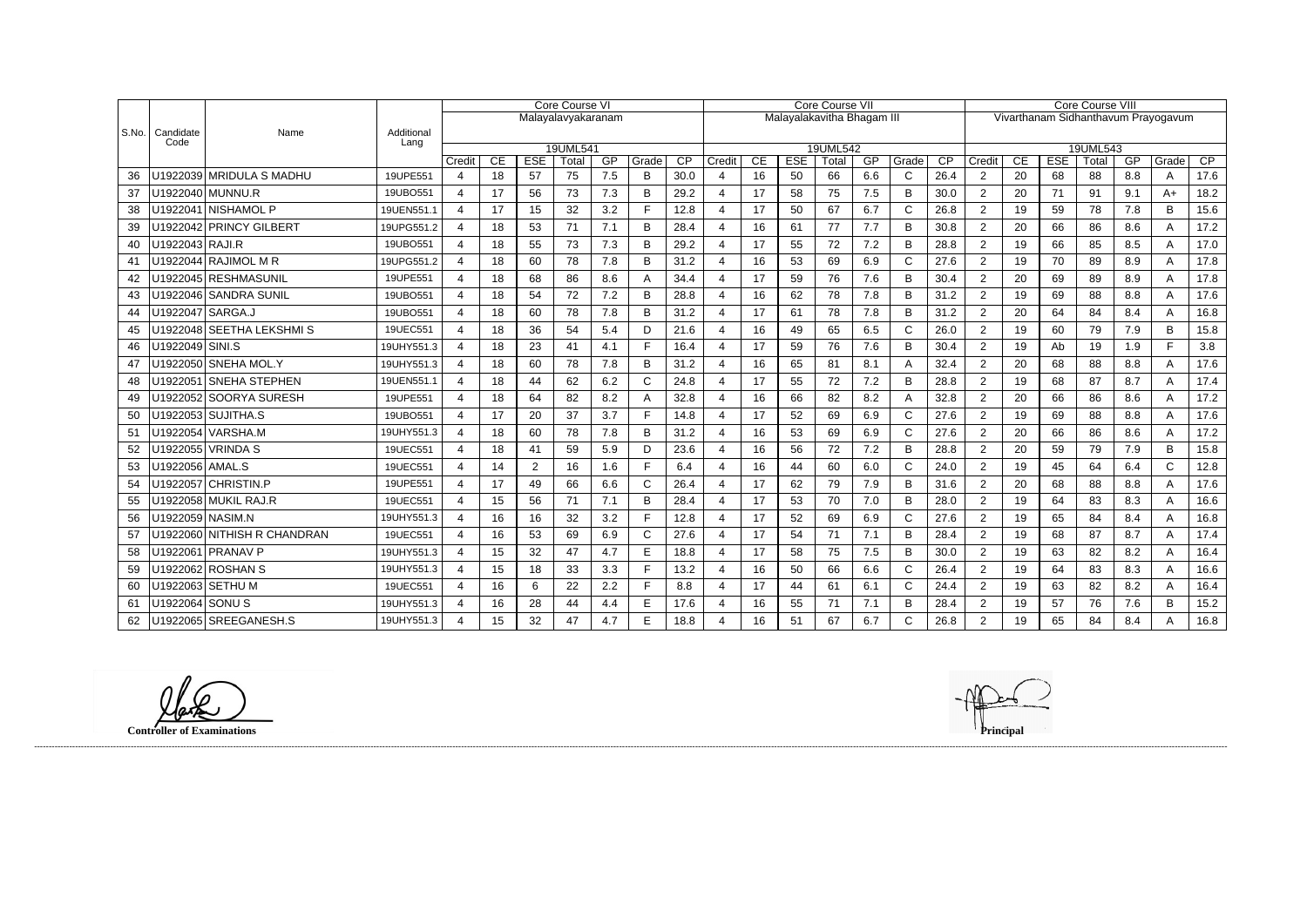| S.No. | Candidate Code | Name | Additional Lang | Core Course VI | | | | | | | Core Course VII | | | | | | | Core Course VIII | | | | | | |
|---|---|---|---|---|---|---|---|---|---|---|---|---|---|---|---|---|---|---|---|---|---|---|---|---|
| | | | | Malayalavyakaranam | | | | | | | Malayalakavitha Bhagam III | | | | | | | Vivarthanam Sidhanthavum Prayogavum | | | | | | |
| | | | | 19UML541 | | | | | | | 19UML542 | | | | | | | 19UML543 | | | | | | |
| | | | | Credit | CE | ESE | Total | GP | Grade | CP | Credit | CE | ESE | Total | GP | Grade | CP | Credit | CE | ESE | Total | GP | Grade | CP |
| 36 | U1922039 | MRIDULA S MADHU | 19UPE551 | 4 | 18 | 57 | 75 | 7.5 | B | 30.0 | 4 | 16 | 50 | 66 | 6.6 | C | 26.4 | 2 | 20 | 68 | 88 | 8.8 | A | 17.6 |
| 37 | U1922040 | MUNNU.R | 19UBO551 | 4 | 17 | 56 | 73 | 7.3 | B | 29.2 | 4 | 17 | 58 | 75 | 7.5 | B | 30.0 | 2 | 20 | 71 | 91 | 9.1 | A+ | 18.2 |
| 38 | U1922041 | NISHAMOL P | 19UEN551.1 | 4 | 17 | 15 | 32 | 3.2 | F | 12.8 | 4 | 17 | 50 | 67 | 6.7 | C | 26.8 | 2 | 19 | 59 | 78 | 7.8 | B | 15.6 |
| 39 | U1922042 | PRINCY GILBERT | 19UPG551.2 | 4 | 18 | 53 | 71 | 7.1 | B | 28.4 | 4 | 16 | 61 | 77 | 7.7 | B | 30.8 | 2 | 20 | 66 | 86 | 8.6 | A | 17.2 |
| 40 | U1922043 | RAJI.R | 19UBO551 | 4 | 18 | 55 | 73 | 7.3 | B | 29.2 | 4 | 17 | 55 | 72 | 7.2 | B | 28.8 | 2 | 19 | 66 | 85 | 8.5 | A | 17.0 |
| 41 | U1922044 | RAJIMOL M R | 19UPG551.2 | 4 | 18 | 60 | 78 | 7.8 | B | 31.2 | 4 | 16 | 53 | 69 | 6.9 | C | 27.6 | 2 | 19 | 70 | 89 | 8.9 | A | 17.8 |
| 42 | U1922045 | RESHMASUNIL | 19UPE551 | 4 | 18 | 68 | 86 | 8.6 | A | 34.4 | 4 | 17 | 59 | 76 | 7.6 | B | 30.4 | 2 | 20 | 69 | 89 | 8.9 | A | 17.8 |
| 43 | U1922046 | SANDRA SUNIL | 19UBO551 | 4 | 18 | 54 | 72 | 7.2 | B | 28.8 | 4 | 16 | 62 | 78 | 7.8 | B | 31.2 | 2 | 19 | 69 | 88 | 8.8 | A | 17.6 |
| 44 | U1922047 | SARGA.J | 19UBO551 | 4 | 18 | 60 | 78 | 7.8 | B | 31.2 | 4 | 17 | 61 | 78 | 7.8 | B | 31.2 | 2 | 20 | 64 | 84 | 8.4 | A | 16.8 |
| 45 | U1922048 | SEETHA LEKSHMI S | 19UEC551 | 4 | 18 | 36 | 54 | 5.4 | D | 21.6 | 4 | 16 | 49 | 65 | 6.5 | C | 26.0 | 2 | 19 | 60 | 79 | 7.9 | B | 15.8 |
| 46 | U1922049 | SINI.S | 19UHY551.3 | 4 | 18 | 23 | 41 | 4.1 | F | 16.4 | 4 | 17 | 59 | 76 | 7.6 | B | 30.4 | 2 | 19 | Ab | 19 | 1.9 | F | 3.8 |
| 47 | U1922050 | SNEHA MOL.Y | 19UHY551.3 | 4 | 18 | 60 | 78 | 7.8 | B | 31.2 | 4 | 16 | 65 | 81 | 8.1 | A | 32.4 | 2 | 20 | 68 | 88 | 8.8 | A | 17.6 |
| 48 | U1922051 | SNEHA STEPHEN | 19UEN551.1 | 4 | 18 | 44 | 62 | 6.2 | C | 24.8 | 4 | 17 | 55 | 72 | 7.2 | B | 28.8 | 2 | 19 | 68 | 87 | 8.7 | A | 17.4 |
| 49 | U1922052 | SOORYA SURESH | 19UPE551 | 4 | 18 | 64 | 82 | 8.2 | A | 32.8 | 4 | 16 | 66 | 82 | 8.2 | A | 32.8 | 2 | 20 | 66 | 86 | 8.6 | A | 17.2 |
| 50 | U1922053 | SUJITHA.S | 19UBO551 | 4 | 17 | 20 | 37 | 3.7 | F | 14.8 | 4 | 17 | 52 | 69 | 6.9 | C | 27.6 | 2 | 19 | 69 | 88 | 8.8 | A | 17.6 |
| 51 | U1922054 | VARSHA.M | 19UHY551.3 | 4 | 18 | 60 | 78 | 7.8 | B | 31.2 | 4 | 16 | 53 | 69 | 6.9 | C | 27.6 | 2 | 20 | 66 | 86 | 8.6 | A | 17.2 |
| 52 | U1922055 | VRINDA S | 19UEC551 | 4 | 18 | 41 | 59 | 5.9 | D | 23.6 | 4 | 16 | 56 | 72 | 7.2 | B | 28.8 | 2 | 20 | 59 | 79 | 7.9 | B | 15.8 |
| 53 | U1922056 | AMAL.S | 19UEC551 | 4 | 14 | 2 | 16 | 1.6 | F | 6.4 | 4 | 16 | 44 | 60 | 6.0 | C | 24.0 | 2 | 19 | 45 | 64 | 6.4 | C | 12.8 |
| 54 | U1922057 | CHRISTIN.P | 19UPE551 | 4 | 17 | 49 | 66 | 6.6 | C | 26.4 | 4 | 17 | 62 | 79 | 7.9 | B | 31.6 | 2 | 20 | 68 | 88 | 8.8 | A | 17.6 |
| 55 | U1922058 | MUKIL RAJ.R | 19UEC551 | 4 | 15 | 56 | 71 | 7.1 | B | 28.4 | 4 | 17 | 53 | 70 | 7.0 | B | 28.0 | 2 | 19 | 64 | 83 | 8.3 | A | 16.6 |
| 56 | U1922059 | NASIM.N | 19UHY551.3 | 4 | 16 | 16 | 32 | 3.2 | F | 12.8 | 4 | 17 | 52 | 69 | 6.9 | C | 27.6 | 2 | 19 | 65 | 84 | 8.4 | A | 16.8 |
| 57 | U1922060 | NITHISH R CHANDRAN | 19UEC551 | 4 | 16 | 53 | 69 | 6.9 | C | 27.6 | 4 | 17 | 54 | 71 | 7.1 | B | 28.4 | 2 | 19 | 68 | 87 | 8.7 | A | 17.4 |
| 58 | U1922061 | PRANAV P | 19UHY551.3 | 4 | 15 | 32 | 47 | 4.7 | E | 18.8 | 4 | 17 | 58 | 75 | 7.5 | B | 30.0 | 2 | 19 | 63 | 82 | 8.2 | A | 16.4 |
| 59 | U1922062 | ROSHAN S | 19UHY551.3 | 4 | 15 | 18 | 33 | 3.3 | F | 13.2 | 4 | 16 | 50 | 66 | 6.6 | C | 26.4 | 2 | 19 | 64 | 83 | 8.3 | A | 16.6 |
| 60 | U1922063 | SETHU M | 19UEC551 | 4 | 16 | 6 | 22 | 2.2 | F | 8.8 | 4 | 17 | 44 | 61 | 6.1 | C | 24.4 | 2 | 19 | 63 | 82 | 8.2 | A | 16.4 |
| 61 | U1922064 | SONU S | 19UHY551.3 | 4 | 16 | 28 | 44 | 4.4 | E | 17.6 | 4 | 16 | 55 | 71 | 7.1 | B | 28.4 | 2 | 19 | 57 | 76 | 7.6 | B | 15.2 |
| 62 | U1922065 | SREEGANESH.S | 19UHY551.3 | 4 | 15 | 32 | 47 | 4.7 | E | 18.8 | 4 | 16 | 51 | 67 | 6.7 | C | 26.8 | 2 | 19 | 65 | 84 | 8.4 | A | 16.8 |

**Controller of Examinations**

**Principal**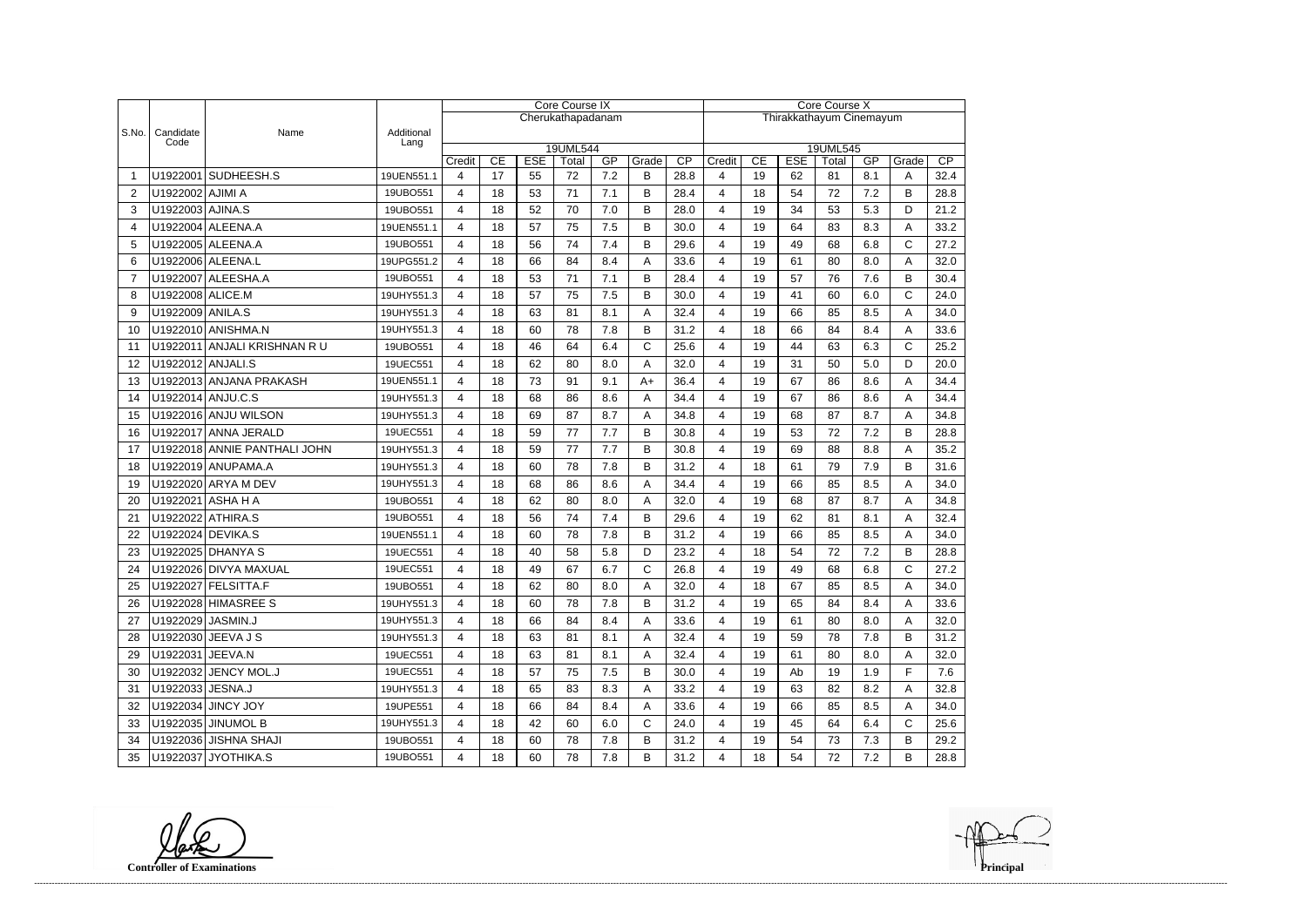| S.No. | Candidate Code | Name | Additional Lang | Core Course IX | | | | | | | Core Course X | | | | | | |
|---|---|---|---|---|---|---|---|---|---|---|---|---|---|---|---|---|---|
| | | | | Cherukathapadanam | | | | | | | Thirakkathayum Cinemayum | | | | | | |
| | | | | 19UML544 | | | | | | | 19UML545 | | | | | | |
| | | | | Credit | CE | ESE | Total | GP | Grade | CP | Credit | CE | ESE | Total | GP | Grade | CP |
| 1 | U1922001 | SUDHEESH.S | 19UEN551.1 | 4 | 17 | 55 | 72 | 7.2 | B | 28.8 | 4 | 19 | 62 | 81 | 8.1 | A | 32.4 |
| 2 | U1922002 | AJIMI A | 19UBO551 | 4 | 18 | 53 | 71 | 7.1 | B | 28.4 | 4 | 18 | 54 | 72 | 7.2 | B | 28.8 |
| 3 | U1922003 | AJINA.S | 19UBO551 | 4 | 18 | 52 | 70 | 7.0 | B | 28.0 | 4 | 19 | 34 | 53 | 5.3 | D | 21.2 |
| 4 | U1922004 | ALEENA.A | 19UEN551.1 | 4 | 18 | 57 | 75 | 7.5 | B | 30.0 | 4 | 19 | 64 | 83 | 8.3 | A | 33.2 |
| 5 | U1922005 | ALEENA.A | 19UBO551 | 4 | 18 | 56 | 74 | 7.4 | B | 29.6 | 4 | 19 | 49 | 68 | 6.8 | C | 27.2 |
| 6 | U1922006 | ALEENA.L | 19UPG551.2 | 4 | 18 | 66 | 84 | 8.4 | A | 33.6 | 4 | 19 | 61 | 80 | 8.0 | A | 32.0 |
| 7 | U1922007 | ALEESHA.A | 19UBO551 | 4 | 18 | 53 | 71 | 7.1 | B | 28.4 | 4 | 19 | 57 | 76 | 7.6 | B | 30.4 |
| 8 | U1922008 | ALICE.M | 19UHY551.3 | 4 | 18 | 57 | 75 | 7.5 | B | 30.0 | 4 | 19 | 41 | 60 | 6.0 | C | 24.0 |
| 9 | U1922009 | ANILA.S | 19UHY551.3 | 4 | 18 | 63 | 81 | 8.1 | A | 32.4 | 4 | 19 | 66 | 85 | 8.5 | A | 34.0 |
| 10 | U1922010 | ANISHMA.N | 19UHY551.3 | 4 | 18 | 60 | 78 | 7.8 | B | 31.2 | 4 | 18 | 66 | 84 | 8.4 | A | 33.6 |
| 11 | U1922011 | ANJALI KRISHNAN R U | 19UBO551 | 4 | 18 | 46 | 64 | 6.4 | C | 25.6 | 4 | 19 | 44 | 63 | 6.3 | C | 25.2 |
| 12 | U1922012 | ANJALI.S | 19UEC551 | 4 | 18 | 62 | 80 | 8.0 | A | 32.0 | 4 | 19 | 31 | 50 | 5.0 | D | 20.0 |
| 13 | U1922013 | ANJANA PRAKASH | 19UEN551.1 | 4 | 18 | 73 | 91 | 9.1 | A+ | 36.4 | 4 | 19 | 67 | 86 | 8.6 | A | 34.4 |
| 14 | U1922014 | ANJU.C.S | 19UHY551.3 | 4 | 18 | 68 | 86 | 8.6 | A | 34.4 | 4 | 19 | 67 | 86 | 8.6 | A | 34.4 |
| 15 | U1922016 | ANJU WILSON | 19UHY551.3 | 4 | 18 | 69 | 87 | 8.7 | A | 34.8 | 4 | 19 | 68 | 87 | 8.7 | A | 34.8 |
| 16 | U1922017 | ANNA JERALD | 19UEC551 | 4 | 18 | 59 | 77 | 7.7 | B | 30.8 | 4 | 19 | 53 | 72 | 7.2 | B | 28.8 |
| 17 | U1922018 | ANNIE PANTHALI JOHN | 19UHY551.3 | 4 | 18 | 59 | 77 | 7.7 | B | 30.8 | 4 | 19 | 69 | 88 | 8.8 | A | 35.2 |
| 18 | U1922019 | ANUPAMA.A | 19UHY551.3 | 4 | 18 | 60 | 78 | 7.8 | B | 31.2 | 4 | 18 | 61 | 79 | 7.9 | B | 31.6 |
| 19 | U1922020 | ARYA M DEV | 19UHY551.3 | 4 | 18 | 68 | 86 | 8.6 | A | 34.4 | 4 | 19 | 66 | 85 | 8.5 | A | 34.0 |
| 20 | U1922021 | ASHA H A | 19UBO551 | 4 | 18 | 62 | 80 | 8.0 | A | 32.0 | 4 | 19 | 68 | 87 | 8.7 | A | 34.8 |
| 21 | U1922022 | ATHIRA.S | 19UBO551 | 4 | 18 | 56 | 74 | 7.4 | B | 29.6 | 4 | 19 | 62 | 81 | 8.1 | A | 32.4 |
| 22 | U1922024 | DEVIKA.S | 19UEN551.1 | 4 | 18 | 60 | 78 | 7.8 | B | 31.2 | 4 | 19 | 66 | 85 | 8.5 | A | 34.0 |
| 23 | U1922025 | DHANYA S | 19UEC551 | 4 | 18 | 40 | 58 | 5.8 | D | 23.2 | 4 | 18 | 54 | 72 | 7.2 | B | 28.8 |
| 24 | U1922026 | DIVYA MAXUAL | 19UEC551 | 4 | 18 | 49 | 67 | 6.7 | C | 26.8 | 4 | 19 | 49 | 68 | 6.8 | C | 27.2 |
| 25 | U1922027 | FELSITTA.F | 19UBO551 | 4 | 18 | 62 | 80 | 8.0 | A | 32.0 | 4 | 18 | 67 | 85 | 8.5 | A | 34.0 |
| 26 | U1922028 | HIMASREE S | 19UHY551.3 | 4 | 18 | 60 | 78 | 7.8 | B | 31.2 | 4 | 19 | 65 | 84 | 8.4 | A | 33.6 |
| 27 | U1922029 | JASMIN.J | 19UHY551.3 | 4 | 18 | 66 | 84 | 8.4 | A | 33.6 | 4 | 19 | 61 | 80 | 8.0 | A | 32.0 |
| 28 | U1922030 | JEEVA J S | 19UHY551.3 | 4 | 18 | 63 | 81 | 8.1 | A | 32.4 | 4 | 19 | 59 | 78 | 7.8 | B | 31.2 |
| 29 | U1922031 | JEEVA.N | 19UEC551 | 4 | 18 | 63 | 81 | 8.1 | A | 32.4 | 4 | 19 | 61 | 80 | 8.0 | A | 32.0 |
| 30 | U1922032 | JENCY MOL.J | 19UEC551 | 4 | 18 | 57 | 75 | 7.5 | B | 30.0 | 4 | 19 | Ab | 19 | 1.9 | F | 7.6 |
| 31 | U1922033 | JESNA.J | 19UHY551.3 | 4 | 18 | 65 | 83 | 8.3 | A | 33.2 | 4 | 19 | 63 | 82 | 8.2 | A | 32.8 |
| 32 | U1922034 | JINCY JOY | 19UPE551 | 4 | 18 | 66 | 84 | 8.4 | A | 33.6 | 4 | 19 | 66 | 85 | 8.5 | A | 34.0 |
| 33 | U1922035 | JINUMOL B | 19UHY551.3 | 4 | 18 | 42 | 60 | 6.0 | C | 24.0 | 4 | 19 | 45 | 64 | 6.4 | C | 25.6 |
| 34 | U1922036 | JISHNA SHAJI | 19UBO551 | 4 | 18 | 60 | 78 | 7.8 | B | 31.2 | 4 | 19 | 54 | 73 | 7.3 | B | 29.2 |
| 35 | U1922037 | JYOTHIKA.S | 19UBO551 | 4 | 18 | 60 | 78 | 7.8 | B | 31.2 | 4 | 18 | 54 | 72 | 7.2 | B | 28.8 |

**Controller of Examinations** **Principal**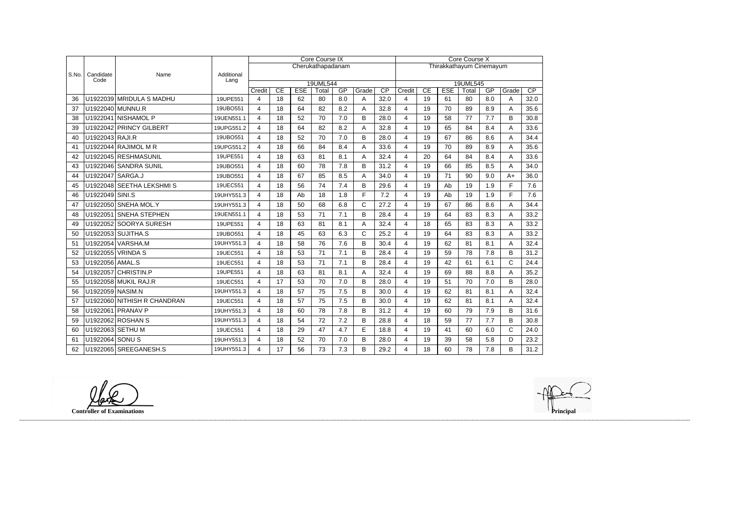| S.No. | Candidate Code | Name | Additional Lang | Core Course IX Cherukathapadanam 19UML544 | | | | | | | Core Course X Thirakkathayum Cinemayum 19UML545 | | | | | | |
|---|---|---|---|---|---|---|---|---|---|---|---|---|---|---|---|---|---|
| | | | | Credit | CE | ESE | Total | GP | Grade | CP | Credit | CE | ESE | Total | GP | Grade | CP |
| 36 | U1922039 | MRIDULA S MADHU | 19UPE551 | 4 | 18 | 62 | 80 | 8.0 | A | 32.0 | 4 | 19 | 61 | 80 | 8.0 | A | 32.0 |
| 37 | U1922040 | MUNNU.R | 19UBO551 | 4 | 18 | 64 | 82 | 8.2 | A | 32.8 | 4 | 19 | 70 | 89 | 8.9 | A | 35.6 |
| 38 | U1922041 | NISHAMOL P | 19UEN551.1 | 4 | 18 | 52 | 70 | 7.0 | B | 28.0 | 4 | 19 | 58 | 77 | 7.7 | B | 30.8 |
| 39 | U1922042 | PRINCY GILBERT | 19UPG551.2 | 4 | 18 | 64 | 82 | 8.2 | A | 32.8 | 4 | 19 | 65 | 84 | 8.4 | A | 33.6 |
| 40 | U1922043 | RAJI.R | 19UBO551 | 4 | 18 | 52 | 70 | 7.0 | B | 28.0 | 4 | 19 | 67 | 86 | 8.6 | A | 34.4 |
| 41 | U1922044 | RAJIMOL M R | 19UPG551.2 | 4 | 18 | 66 | 84 | 8.4 | A | 33.6 | 4 | 19 | 70 | 89 | 8.9 | A | 35.6 |
| 42 | U1922045 | RESHMASUNIL | 19UPE551 | 4 | 18 | 63 | 81 | 8.1 | A | 32.4 | 4 | 20 | 64 | 84 | 8.4 | A | 33.6 |
| 43 | U1922046 | SANDRA SUNIL | 19UBO551 | 4 | 18 | 60 | 78 | 7.8 | B | 31.2 | 4 | 19 | 66 | 85 | 8.5 | A | 34.0 |
| 44 | U1922047 | SARGA.J | 19UBO551 | 4 | 18 | 67 | 85 | 8.5 | A | 34.0 | 4 | 19 | 71 | 90 | 9.0 | A+ | 36.0 |
| 45 | U1922048 | SEETHA LEKSHMI S | 19UEC551 | 4 | 18 | 56 | 74 | 7.4 | B | 29.6 | 4 | 19 | Ab | 19 | 1.9 | F | 7.6 |
| 46 | U1922049 | SINI.S | 19UHY551.3 | 4 | 18 | Ab | 18 | 1.8 | F | 7.2 | 4 | 19 | Ab | 19 | 1.9 | F | 7.6 |
| 47 | U1922050 | SNEHA MOL.Y | 19UHY551.3 | 4 | 18 | 50 | 68 | 6.8 | C | 27.2 | 4 | 19 | 67 | 86 | 8.6 | A | 34.4 |
| 48 | U1922051 | SNEHA STEPHEN | 19UEN551.1 | 4 | 18 | 53 | 71 | 7.1 | B | 28.4 | 4 | 19 | 64 | 83 | 8.3 | A | 33.2 |
| 49 | U1922052 | SOORYA SURESH | 19UPE551 | 4 | 18 | 63 | 81 | 8.1 | A | 32.4 | 4 | 18 | 65 | 83 | 8.3 | A | 33.2 |
| 50 | U1922053 | SUJITHA.S | 19UBO551 | 4 | 18 | 45 | 63 | 6.3 | C | 25.2 | 4 | 19 | 64 | 83 | 8.3 | A | 33.2 |
| 51 | U1922054 | VARSHA.M | 19UHY551.3 | 4 | 18 | 58 | 76 | 7.6 | B | 30.4 | 4 | 19 | 62 | 81 | 8.1 | A | 32.4 |
| 52 | U1922055 | VRINDA S | 19UEC551 | 4 | 18 | 53 | 71 | 7.1 | B | 28.4 | 4 | 19 | 59 | 78 | 7.8 | B | 31.2 |
| 53 | U1922056 | AMAL.S | 19UEC551 | 4 | 18 | 53 | 71 | 7.1 | B | 28.4 | 4 | 19 | 42 | 61 | 6.1 | C | 24.4 |
| 54 | U1922057 | CHRISTIN.P | 19UPE551 | 4 | 18 | 63 | 81 | 8.1 | A | 32.4 | 4 | 19 | 69 | 88 | 8.8 | A | 35.2 |
| 55 | U1922058 | MUKIL RAJ.R | 19UEC551 | 4 | 17 | 53 | 70 | 7.0 | B | 28.0 | 4 | 19 | 51 | 70 | 7.0 | B | 28.0 |
| 56 | U1922059 | NASIM.N | 19UHY551.3 | 4 | 18 | 57 | 75 | 7.5 | B | 30.0 | 4 | 19 | 62 | 81 | 8.1 | A | 32.4 |
| 57 | U1922060 | NITHISH R CHANDRAN | 19UEC551 | 4 | 18 | 57 | 75 | 7.5 | B | 30.0 | 4 | 19 | 62 | 81 | 8.1 | A | 32.4 |
| 58 | U1922061 | PRANAV P | 19UHY551.3 | 4 | 18 | 60 | 78 | 7.8 | B | 31.2 | 4 | 19 | 60 | 79 | 7.9 | B | 31.6 |
| 59 | U1922062 | ROSHAN S | 19UHY551.3 | 4 | 18 | 54 | 72 | 7.2 | B | 28.8 | 4 | 18 | 59 | 77 | 7.7 | B | 30.8 |
| 60 | U1922063 | SETHU M | 19UEC551 | 4 | 18 | 29 | 47 | 4.7 | E | 18.8 | 4 | 19 | 41 | 60 | 6.0 | C | 24.0 |
| 61 | U1922064 | SONU S | 19UHY551.3 | 4 | 18 | 52 | 70 | 7.0 | B | 28.0 | 4 | 19 | 39 | 58 | 5.8 | D | 23.2 |
| 62 | U1922065 | SREEGANESH.S | 19UHY551.3 | 4 | 17 | 56 | 73 | 7.3 | B | 29.2 | 4 | 18 | 60 | 78 | 7.8 | B | 31.2 |

**Controller of Examinations**

**Principal**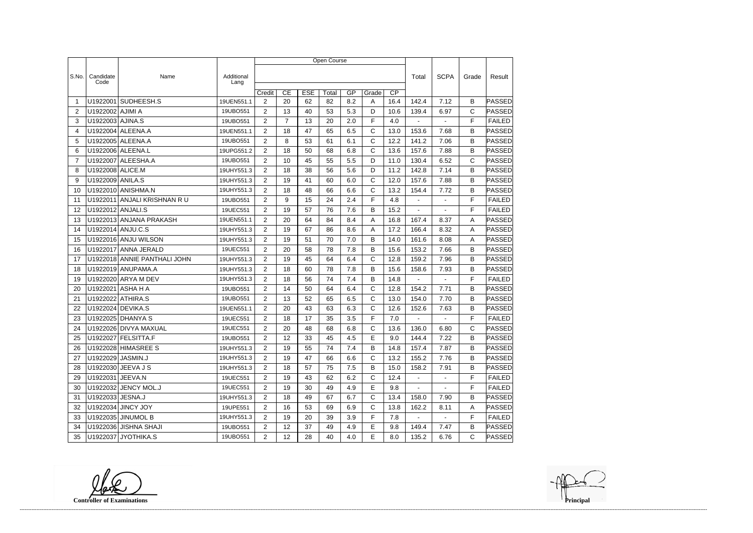| S.No. | Candidate Code | Name | Additional Lang | Open Course | | | | | | | Total | SCPA | Grade | Result |
|---|---|---|---|---|---|---|---|---|---|---|---|---|---|---|
| | | | | Credit | CE | ESE | Total | GP | Grade | CP | | | | |
| 1 | U1922001 | SUDHEESH.S | 19UEN551.1 | 2 | 20 | 62 | 82 | 8.2 | A | 16.4 | 142.4 | 7.12 | B | PASSED |
| 2 | U1922002 | AJIMI A | 19UBO551 | 2 | 13 | 40 | 53 | 5.3 | D | 10.6 | 139.4 | 6.97 | C | PASSED |
| 3 | U1922003 | AJINA.S | 19UBO551 | 2 | 7 | 13 | 20 | 2.0 | F | 4.0 | - | - | F | FAILED |
| 4 | U1922004 | ALEENA.A | 19UEN551.1 | 2 | 18 | 47 | 65 | 6.5 | C | 13.0 | 153.6 | 7.68 | B | PASSED |
| 5 | U1922005 | ALEENA.A | 19UBO551 | 2 | 8 | 53 | 61 | 6.1 | C | 12.2 | 141.2 | 7.06 | B | PASSED |
| 6 | U1922006 | ALEENA.L | 19UPG551.2 | 2 | 18 | 50 | 68 | 6.8 | C | 13.6 | 157.6 | 7.88 | B | PASSED |
| 7 | U1922007 | ALEESHA.A | 19UBO551 | 2 | 10 | 45 | 55 | 5.5 | D | 11.0 | 130.4 | 6.52 | C | PASSED |
| 8 | U1922008 | ALICE.M | 19UHY551.3 | 2 | 18 | 38 | 56 | 5.6 | D | 11.2 | 142.8 | 7.14 | B | PASSED |
| 9 | U1922009 | ANILA.S | 19UHY551.3 | 2 | 19 | 41 | 60 | 6.0 | C | 12.0 | 157.6 | 7.88 | B | PASSED |
| 10 | U1922010 | ANISHMA.N | 19UHY551.3 | 2 | 18 | 48 | 66 | 6.6 | C | 13.2 | 154.4 | 7.72 | B | PASSED |
| 11 | U1922011 | ANJALI KRISHNAN R U | 19UBO551 | 2 | 9 | 15 | 24 | 2.4 | F | 4.8 | - | - | F | FAILED |
| 12 | U1922012 | ANJALI.S | 19UEC551 | 2 | 19 | 57 | 76 | 7.6 | B | 15.2 | - | - | F | FAILED |
| 13 | U1922013 | ANJANA PRAKASH | 19UEN551.1 | 2 | 20 | 64 | 84 | 8.4 | A | 16.8 | 167.4 | 8.37 | A | PASSED |
| 14 | U1922014 | ANJU.C.S | 19UHY551.3 | 2 | 19 | 67 | 86 | 8.6 | A | 17.2 | 166.4 | 8.32 | A | PASSED |
| 15 | U1922016 | ANJU WILSON | 19UHY551.3 | 2 | 19 | 51 | 70 | 7.0 | B | 14.0 | 161.6 | 8.08 | A | PASSED |
| 16 | U1922017 | ANNA JERALD | 19UEC551 | 2 | 20 | 58 | 78 | 7.8 | B | 15.6 | 153.2 | 7.66 | B | PASSED |
| 17 | U1922018 | ANNIE PANTHALI JOHN | 19UHY551.3 | 2 | 19 | 45 | 64 | 6.4 | C | 12.8 | 159.2 | 7.96 | B | PASSED |
| 18 | U1922019 | ANUPAMA.A | 19UHY551.3 | 2 | 18 | 60 | 78 | 7.8 | B | 15.6 | 158.6 | 7.93 | B | PASSED |
| 19 | U1922020 | ARYA M DEV | 19UHY551.3 | 2 | 18 | 56 | 74 | 7.4 | B | 14.8 | - | - | F | FAILED |
| 20 | U1922021 | ASHA H A | 19UBO551 | 2 | 14 | 50 | 64 | 6.4 | C | 12.8 | 154.2 | 7.71 | B | PASSED |
| 21 | U1922022 | ATHIRA.S | 19UBO551 | 2 | 13 | 52 | 65 | 6.5 | C | 13.0 | 154.0 | 7.70 | B | PASSED |
| 22 | U1922024 | DEVIKA.S | 19UEN551.1 | 2 | 20 | 43 | 63 | 6.3 | C | 12.6 | 152.6 | 7.63 | B | PASSED |
| 23 | U1922025 | DHANYA S | 19UEC551 | 2 | 18 | 17 | 35 | 3.5 | F | 7.0 | - | - | F | FAILED |
| 24 | U1922026 | DIVYA MAXUAL | 19UEC551 | 2 | 20 | 48 | 68 | 6.8 | C | 13.6 | 136.0 | 6.80 | C | PASSED |
| 25 | U1922027 | FELSITTA.F | 19UBO551 | 2 | 12 | 33 | 45 | 4.5 | E | 9.0 | 144.4 | 7.22 | B | PASSED |
| 26 | U1922028 | HIMASREE S | 19UHY551.3 | 2 | 19 | 55 | 74 | 7.4 | B | 14.8 | 157.4 | 7.87 | B | PASSED |
| 27 | U1922029 | JASMIN.J | 19UHY551.3 | 2 | 19 | 47 | 66 | 6.6 | C | 13.2 | 155.2 | 7.76 | B | PASSED |
| 28 | U1922030 | JEEVA J S | 19UHY551.3 | 2 | 18 | 57 | 75 | 7.5 | B | 15.0 | 158.2 | 7.91 | B | PASSED |
| 29 | U1922031 | JEEVA.N | 19UEC551 | 2 | 19 | 43 | 62 | 6.2 | C | 12.4 | - | - | F | FAILED |
| 30 | U1922032 | JENCY MOL.J | 19UEC551 | 2 | 19 | 30 | 49 | 4.9 | E | 9.8 | - | - | F | FAILED |
| 31 | U1922033 | JESNA.J | 19UHY551.3 | 2 | 18 | 49 | 67 | 6.7 | C | 13.4 | 158.0 | 7.90 | B | PASSED |
| 32 | U1922034 | JINCY JOY | 19UPE551 | 2 | 16 | 53 | 69 | 6.9 | C | 13.8 | 162.2 | 8.11 | A | PASSED |
| 33 | U1922035 | JINUMOL B | 19UHY551.3 | 2 | 19 | 20 | 39 | 3.9 | F | 7.8 | - | - | F | FAILED |
| 34 | U1922036 | JISHNA SHAJI | 19UBO551 | 2 | 12 | 37 | 49 | 4.9 | E | 9.8 | 149.4 | 7.47 | B | PASSED |
| 35 | U1922037 | JYOTHIKA.S | 19UBO551 | 2 | 12 | 28 | 40 | 4.0 | E | 8.0 | 135.2 | 6.76 | C | PASSED |

**Controller of Examinations** **Principal**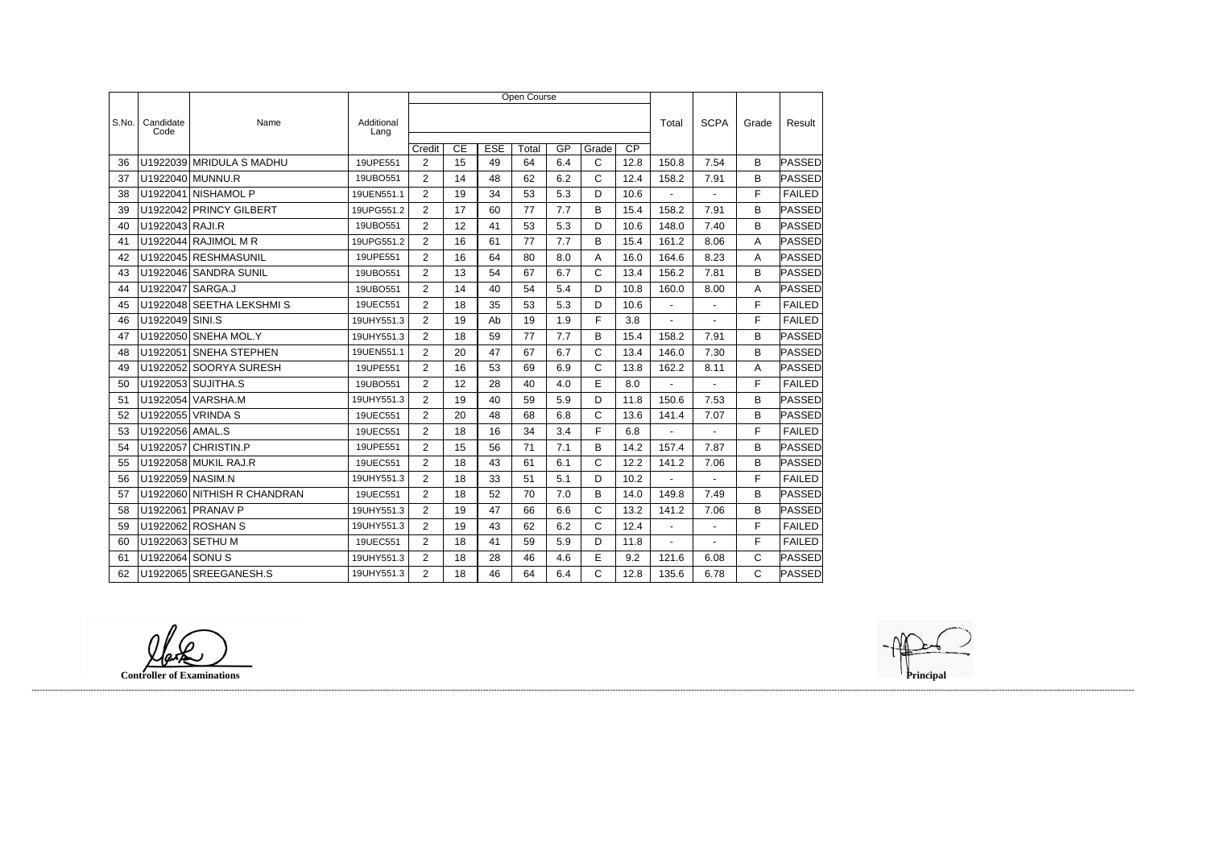| S.No. | Candidate Code | Name | Additional Lang | Open Course | | | | | | | Total | SCPA | Grade | Result |
|---|---|---|---|---|---|---|---|---|---|---|---|---|---|---|
| | | | | Credit | CE | ESE | Total | GP | Grade | CP | | | | |
| 36 | U1922039 | MRIDULA S MADHU | 19UPE551 | 2 | 15 | 49 | 64 | 6.4 | C | 12.8 | 150.8 | 7.54 | B | PASSED |
| 37 | U1922040 | MUNNU.R | 19UBO551 | 2 | 14 | 48 | 62 | 6.2 | C | 12.4 | 158.2 | 7.91 | B | PASSED |
| 38 | U1922041 | NISHAMOL P | 19UEN551.1 | 2 | 19 | 34 | 53 | 5.3 | D | 10.6 | - | - | F | FAILED |
| 39 | U1922042 | PRINCY GILBERT | 19UPG551.2 | 2 | 17 | 60 | 77 | 7.7 | B | 15.4 | 158.2 | 7.91 | B | PASSED |
| 40 | U1922043 | RAJI.R | 19UBO551 | 2 | 12 | 41 | 53 | 5.3 | D | 10.6 | 148.0 | 7.40 | B | PASSED |
| 41 | U1922044 | RAJIMOL M R | 19UPG551.2 | 2 | 16 | 61 | 77 | 7.7 | B | 15.4 | 161.2 | 8.06 | A | PASSED |
| 42 | U1922045 | RESHMASUNIL | 19UPE551 | 2 | 16 | 64 | 80 | 8.0 | A | 16.0 | 164.6 | 8.23 | A | PASSED |
| 43 | U1922046 | SANDRA SUNIL | 19UBO551 | 2 | 13 | 54 | 67 | 6.7 | C | 13.4 | 156.2 | 7.81 | B | PASSED |
| 44 | U1922047 | SARGA.J | 19UBO551 | 2 | 14 | 40 | 54 | 5.4 | D | 10.8 | 160.0 | 8.00 | A | PASSED |
| 45 | U1922048 | SEETHA LEKSHMI S | 19UEC551 | 2 | 18 | 35 | 53 | 5.3 | D | 10.6 | - | - | F | FAILED |
| 46 | U1922049 | SINI.S | 19UHY551.3 | 2 | 19 | Ab | 19 | 1.9 | F | 3.8 | - | - | F | FAILED |
| 47 | U1922050 | SNEHA MOL.Y | 19UHY551.3 | 2 | 18 | 59 | 77 | 7.7 | B | 15.4 | 158.2 | 7.91 | B | PASSED |
| 48 | U1922051 | SNEHA STEPHEN | 19UEN551.1 | 2 | 20 | 47 | 67 | 6.7 | C | 13.4 | 146.0 | 7.30 | B | PASSED |
| 49 | U1922052 | SOORYA SURESH | 19UPE551 | 2 | 16 | 53 | 69 | 6.9 | C | 13.8 | 162.2 | 8.11 | A | PASSED |
| 50 | U1922053 | SUJITHA.S | 19UBO551 | 2 | 12 | 28 | 40 | 4.0 | E | 8.0 | - | - | F | FAILED |
| 51 | U1922054 | VARSHA.M | 19UHY551.3 | 2 | 19 | 40 | 59 | 5.9 | D | 11.8 | 150.6 | 7.53 | B | PASSED |
| 52 | U1922055 | VRINDA S | 19UEC551 | 2 | 20 | 48 | 68 | 6.8 | C | 13.6 | 141.4 | 7.07 | B | PASSED |
| 53 | U1922056 | AMAL.S | 19UEC551 | 2 | 18 | 16 | 34 | 3.4 | F | 6.8 | - | - | F | FAILED |
| 54 | U1922057 | CHRISTIN.P | 19UPE551 | 2 | 15 | 56 | 71 | 7.1 | B | 14.2 | 157.4 | 7.87 | B | PASSED |
| 55 | U1922058 | MUKIL RAJ.R | 19UEC551 | 2 | 18 | 43 | 61 | 6.1 | C | 12.2 | 141.2 | 7.06 | B | PASSED |
| 56 | U1922059 | NASIM.N | 19UHY551.3 | 2 | 18 | 33 | 51 | 5.1 | D | 10.2 | - | - | F | FAILED |
| 57 | U1922060 | NITHISH R CHANDRAN | 19UEC551 | 2 | 18 | 52 | 70 | 7.0 | B | 14.0 | 149.8 | 7.49 | B | PASSED |
| 58 | U1922061 | PRANAV P | 19UHY551.3 | 2 | 19 | 47 | 66 | 6.6 | C | 13.2 | 141.2 | 7.06 | B | PASSED |
| 59 | U1922062 | ROSHAN S | 19UHY551.3 | 2 | 19 | 43 | 62 | 6.2 | C | 12.4 | - | - | F | FAILED |
| 60 | U1922063 | SETHU M | 19UEC551 | 2 | 18 | 41 | 59 | 5.9 | D | 11.8 | - | - | F | FAILED |
| 61 | U1922064 | SONU S | 19UHY551.3 | 2 | 18 | 28 | 46 | 4.6 | E | 9.2 | 121.6 | 6.08 | C | PASSED |
| 62 | U1922065 | SREEGANESH.S | 19UHY551.3 | 2 | 18 | 46 | 64 | 6.4 | C | 12.8 | 135.6 | 6.78 | C | PASSED |

**Controller of Examinations**

**Principal**